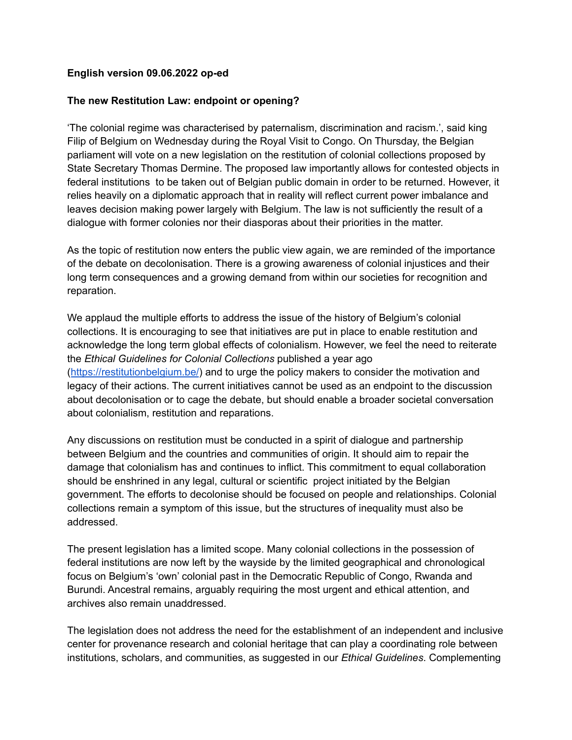**English version 09.06.2022 op-ed**

**The new Restitution Law: endpoint or opening?**

'The colonial regime was characterised by paternalism, discrimination and racism.', said king Filip of Belgium on Wednesday during the Royal Visit to Congo. On Thursday, the Belgian parliament will vote on a new legislation on the restitution of colonial collections proposed by State Secretary Thomas Dermine. The proposed law importantly allows for contested objects in federal institutions to be taken out of Belgian public domain in order to be returned. However, it relies heavily on a diplomatic approach that in reality will reflect current power imbalance and leaves decision making power largely with Belgium. The law is not sufficiently the result of a dialogue with former colonies nor their diasporas about their priorities in the matter.

As the topic of restitution now enters the public view again, we are reminded of the importance of the debate on decolonisation. There is a growing awareness of colonial injustices and their long term consequences and a growing demand from within our societies for recognition and reparation.

We applaud the multiple efforts to address the issue of the history of Belgium's colonial collections. It is encouraging to see that initiatives are put in place to enable restitution and acknowledge the long term global effects of colonialism. However, we feel the need to reiterate the *Ethical Guidelines for Colonial Collections* published a year ago ([https://restitutionbelgium.be/](https://restitutionbelgium.be/)) and to urge the policy makers to consider the motivation and legacy of their actions. The current initiatives cannot be used as an endpoint to the discussion about decolonisation or to cage the debate, but should enable a broader societal conversation about colonialism, restitution and reparations.

Any discussions on restitution must be conducted in a spirit of dialogue and partnership between Belgium and the countries and communities of origin. It should aim to repair the damage that colonialism has and continues to inflict. This commitment to equal collaboration should be enshrined in any legal, cultural or scientific project initiated by the Belgian government. The efforts to decolonise should be focused on people and relationships. Colonial collections remain a symptom of this issue, but the structures of inequality must also be addressed.

The present legislation has a limited scope. Many colonial collections in the possession of federal institutions are now left by the wayside by the limited geographical and chronological focus on Belgium's 'own' colonial past in the Democratic Republic of Congo, Rwanda and Burundi. Ancestral remains, arguably requiring the most urgent and ethical attention, and archives also remain unaddressed.

The legislation does not address the need for the establishment of an independent and inclusive center for provenance research and colonial heritage that can play a coordinating role between institutions, scholars, and communities, as suggested in our *Ethical Guidelines*. Complementing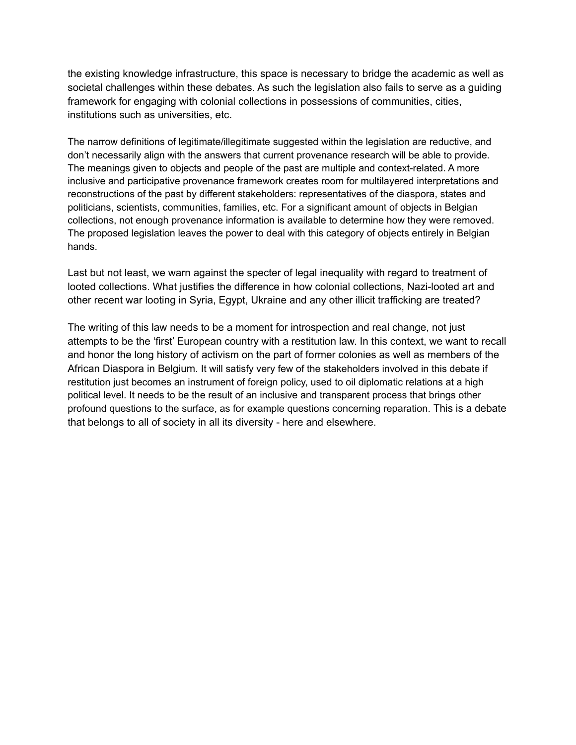the existing knowledge infrastructure, this space is necessary to bridge the academic as well as societal challenges within these debates. As such the legislation also fails to serve as a guiding framework for engaging with colonial collections in possessions of communities, cities, institutions such as universities, etc.

The narrow definitions of legitimate/illegitimate suggested within the legislation are reductive, and don't necessarily align with the answers that current provenance research will be able to provide. The meanings given to objects and people of the past are multiple and context-related. A more inclusive and participative provenance framework creates room for multilayered interpretations and reconstructions of the past by different stakeholders: representatives of the diaspora, states and politicians, scientists, communities, families, etc. For a significant amount of objects in Belgian collections, not enough provenance information is available to determine how they were removed. The proposed legislation leaves the power to deal with this category of objects entirely in Belgian hands.

Last but not least, we warn against the specter of legal inequality with regard to treatment of looted collections. What justifies the difference in how colonial collections, Nazi-looted art and other recent war looting in Syria, Egypt, Ukraine and any other illicit trafficking are treated?

The writing of this law needs to be a moment for introspection and real change, not just attempts to be the 'first' European country with a restitution law. In this context, we want to recall and honor the long history of activism on the part of former colonies as well as members of the African Diaspora in Belgium. It will satisfy very few of the stakeholders involved in this debate if restitution just becomes an instrument of foreign policy, used to oil diplomatic relations at a high political level. It needs to be the result of an inclusive and transparent process that brings other profound questions to the surface, as for example questions concerning reparation. This is a debate that belongs to all of society in all its diversity - here and elsewhere.